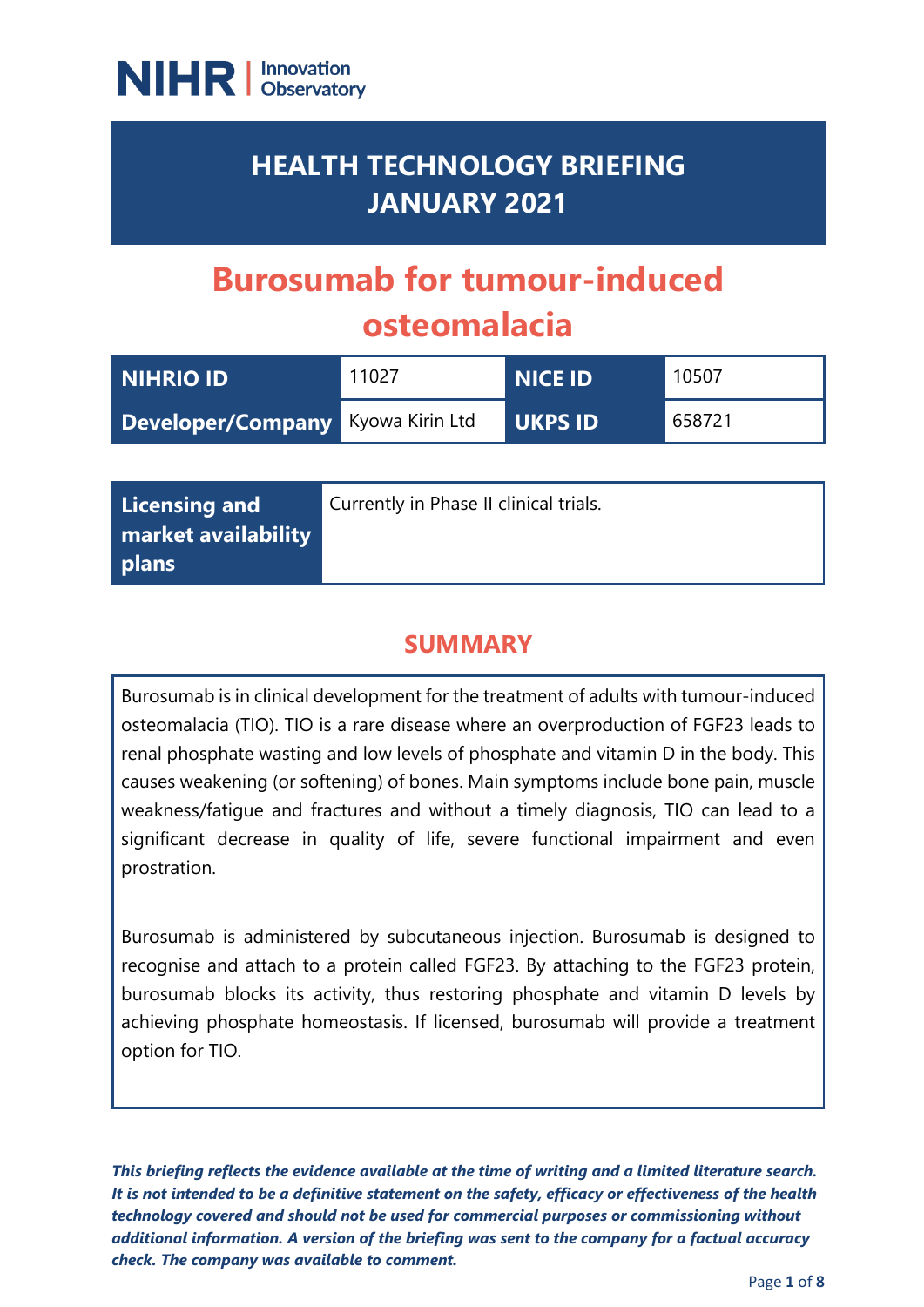NIHR | Innovation Observatory

# HEALTH TECHNOLOGY BRIEFING JANUARY 2021

# Burosumab for tumour-induced osteomalacia

| NIHRIO ID | 11027 | NICE ID | 10507 |
|---|---|---|---|
| Developer/Company | Kyowa Kirin Ltd | UKPS ID | 658721 |

| Licensing and market availability plans | Currently in Phase II clinical trials. |
|---|---|

## SUMMARY

Burosumab is in clinical development for the treatment of adults with tumour-induced osteomalacia (TIO). TIO is a rare disease where an overproduction of FGF23 leads to renal phosphate wasting and low levels of phosphate and vitamin D in the body. This causes weakening (or softening) of bones. Main symptoms include bone pain, muscle weakness/fatigue and fractures and without a timely diagnosis, TIO can lead to a significant decrease in quality of life, severe functional impairment and even prostration.

Burosumab is administered by subcutaneous injection. Burosumab is designed to recognise and attach to a protein called FGF23. By attaching to the FGF23 protein, burosumab blocks its activity, thus restoring phosphate and vitamin D levels by achieving phosphate homeostasis. If licensed, burosumab will provide a treatment option for TIO.

***This briefing reflects the evidence available at the time of writing and a limited literature search. It is not intended to be a definitive statement on the safety, efficacy or effectiveness of the health technology covered and should not be used for commercial purposes or commissioning without additional information. A version of the briefing was sent to the company for a factual accuracy check. The company was available to comment.***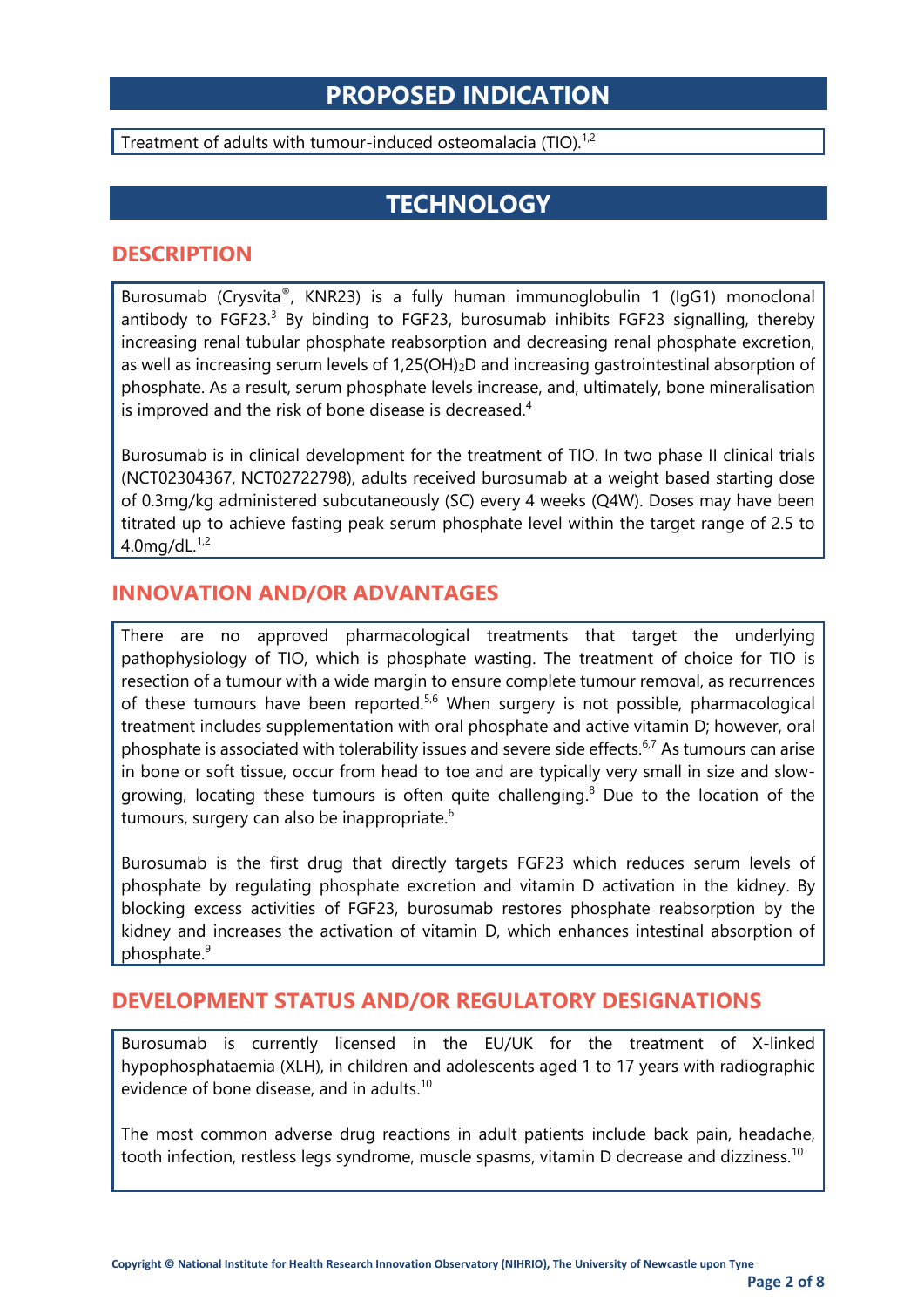# PROPOSED INDICATION

Treatment of adults with tumour-induced osteomalacia (TIO).[1,2]

# TECHNOLOGY

## DESCRIPTION

Burosumab (Crysvita®, KNR23) is a fully human immunoglobulin 1 (IgG1) monoclonal antibody to FGF23.[3] By binding to FGF23, burosumab inhibits FGF23 signalling, thereby increasing renal tubular phosphate reabsorption and decreasing renal phosphate excretion, as well as increasing serum levels of $1,25(OH)_2D$ and increasing gastrointestinal absorption of phosphate. As a result, serum phosphate levels increase, and, ultimately, bone mineralisation is improved and the risk of bone disease is decreased.[4]

Burosumab is in clinical development for the treatment of TIO. In two phase II clinical trials (NCT02304367, NCT02722798), adults received burosumab at a weight based starting dose of 0.3mg/kg administered subcutaneously (SC) every 4 weeks (Q4W). Doses may have been titrated up to achieve fasting peak serum phosphate level within the target range of 2.5 to 4.0mg/dL.[1,2]

## INNOVATION AND/OR ADVANTAGES

There are no approved pharmacological treatments that target the underlying pathophysiology of TIO, which is phosphate wasting. The treatment of choice for TIO is resection of a tumour with a wide margin to ensure complete tumour removal, as recurrences of these tumours have been reported.[5,6] When surgery is not possible, pharmacological treatment includes supplementation with oral phosphate and active vitamin D; however, oral phosphate is associated with tolerability issues and severe side effects.[6,7] As tumours can arise in bone or soft tissue, occur from head to toe and are typically very small in size and slow-growing, locating these tumours is often quite challenging.[8] Due to the location of the tumours, surgery can also be inappropriate.[6]

Burosumab is the first drug that directly targets FGF23 which reduces serum levels of phosphate by regulating phosphate excretion and vitamin D activation in the kidney. By blocking excess activities of FGF23, burosumab restores phosphate reabsorption by the kidney and increases the activation of vitamin D, which enhances intestinal absorption of phosphate.[9]

## DEVELOPMENT STATUS AND/OR REGULATORY DESIGNATIONS

Burosumab is currently licensed in the EU/UK for the treatment of X-linked hypophosphataemia (XLH), in children and adolescents aged 1 to 17 years with radiographic evidence of bone disease, and in adults.[10]

The most common adverse drug reactions in adult patients include back pain, headache, tooth infection, restless legs syndrome, muscle spasms, vitamin D decrease and dizziness.[10]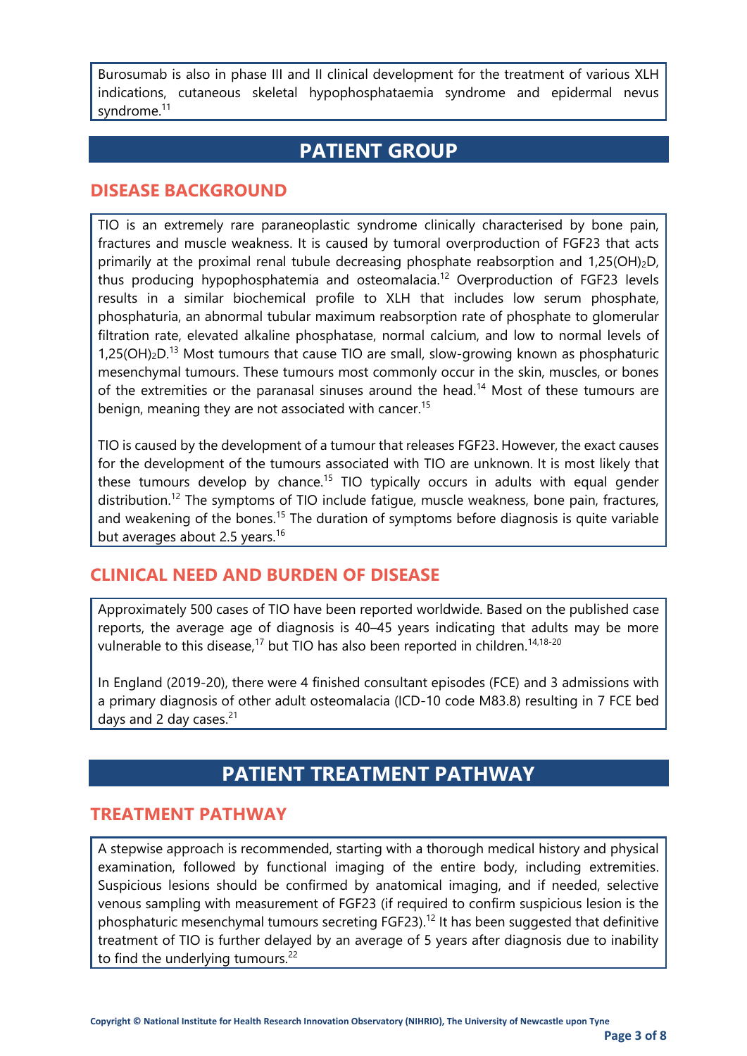Burosumab is also in phase III and II clinical development for the treatment of various XLH indications, cutaneous skeletal hypophosphataemia syndrome and epidermal nevus syndrome.[11]

# PATIENT GROUP

## DISEASE BACKGROUND

TIO is an extremely rare paraneoplastic syndrome clinically characterised by bone pain, fractures and muscle weakness. It is caused by tumoral overproduction of FGF23 that acts primarily at the proximal renal tubule decreasing phosphate reabsorption and $1,25(OH)_2D$, thus producing hypophosphatemia and osteomalacia.[12] Overproduction of FGF23 levels results in a similar biochemical profile to XLH that includes low serum phosphate, phosphaturia, an abnormal tubular maximum reabsorption rate of phosphate to glomerular filtration rate, elevated alkaline phosphatase, normal calcium, and low to normal levels of $1,25(OH)_2D$.[13] Most tumours that cause TIO are small, slow-growing known as phosphaturic mesenchymal tumours. These tumours most commonly occur in the skin, muscles, or bones of the extremities or the paranasal sinuses around the head.[14] Most of these tumours are benign, meaning they are not associated with cancer.[15]

TIO is caused by the development of a tumour that releases FGF23. However, the exact causes for the development of the tumours associated with TIO are unknown. It is most likely that these tumours develop by chance.[15] TIO typically occurs in adults with equal gender distribution.[12] The symptoms of TIO include fatigue, muscle weakness, bone pain, fractures, and weakening of the bones.[15] The duration of symptoms before diagnosis is quite variable but averages about 2.5 years.[16]

## CLINICAL NEED AND BURDEN OF DISEASE

Approximately 500 cases of TIO have been reported worldwide. Based on the published case reports, the average age of diagnosis is 40–45 years indicating that adults may be more vulnerable to this disease,[17] but TIO has also been reported in children.[14,18-20]

In England (2019-20), there were 4 finished consultant episodes (FCE) and 3 admissions with a primary diagnosis of other adult osteomalacia (ICD-10 code M83.8) resulting in 7 FCE bed days and 2 day cases.[21]

# PATIENT TREATMENT PATHWAY

## TREATMENT PATHWAY

A stepwise approach is recommended, starting with a thorough medical history and physical examination, followed by functional imaging of the entire body, including extremities. Suspicious lesions should be confirmed by anatomical imaging, and if needed, selective venous sampling with measurement of FGF23 (if required to confirm suspicious lesion is the phosphaturic mesenchymal tumours secreting FGF23).[12] It has been suggested that definitive treatment of TIO is further delayed by an average of 5 years after diagnosis due to inability to find the underlying tumours.[22]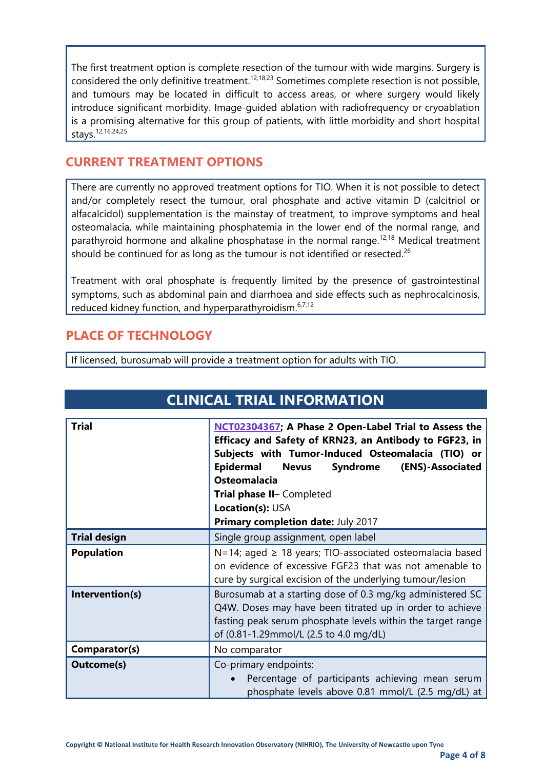The first treatment option is complete resection of the tumour with wide margins. Surgery is considered the only definitive treatment.[12,18,23] Sometimes complete resection is not possible, and tumours may be located in difficult to access areas, or where surgery would likely introduce significant morbidity. Image-guided ablation with radiofrequency or cryoablation is a promising alternative for this group of patients, with little morbidity and short hospital stays.[12,16,24,25]

## CURRENT TREATMENT OPTIONS

There are currently no approved treatment options for TIO. When it is not possible to detect and/or completely resect the tumour, oral phosphate and active vitamin D (calcitriol or alfacalcidol) supplementation is the mainstay of treatment, to improve symptoms and heal osteomalacia, while maintaining phosphatemia in the lower end of the normal range, and parathyroid hormone and alkaline phosphatase in the normal range.[12,18] Medical treatment should be continued for as long as the tumour is not identified or resected.[26]

Treatment with oral phosphate is frequently limited by the presence of gastrointestinal symptoms, such as abdominal pain and diarrhoea and side effects such as nephrocalcinosis, reduced kidney function, and hyperparathyroidism.[6,7,12]

## PLACE OF TECHNOLOGY

If licensed, burosumab will provide a treatment option for adults with TIO.

# CLINICAL TRIAL INFORMATION

| | |
|---|---|
| **Trial** | **NCT02304367; A Phase 2 Open-Label Trial to Assess the Efficacy and Safety of KRN23, an Antibody to FGF23, in Subjects with Tumor-Induced Osteomalacia (TIO) or Epidermal Nevus Syndrome (ENS)-Associated Osteomalacia**<br>**Trial phase II**– Completed<br>**Location(s):** USA<br>**Primary completion date:** July 2017 |
| **Trial design** | Single group assignment, open label |
| **Population** | N=14; aged ≥ 18 years; TIO-associated osteomalacia based on evidence of excessive FGF23 that was not amenable to cure by surgical excision of the underlying tumour/lesion |
| **Intervention(s)** | Burosumab at a starting dose of 0.3 mg/kg administered SC Q4W. Doses may have been titrated up in order to achieve fasting peak serum phosphate levels within the target range of (0.81-1.29mmol/L (2.5 to 4.0 mg/dL) |
| **Comparator(s)** | No comparator |
| **Outcome(s)** | Co-primary endpoints:<br>• Percentage of participants achieving mean serum phosphate levels above 0.81 mmol/L (2.5 mg/dL) at |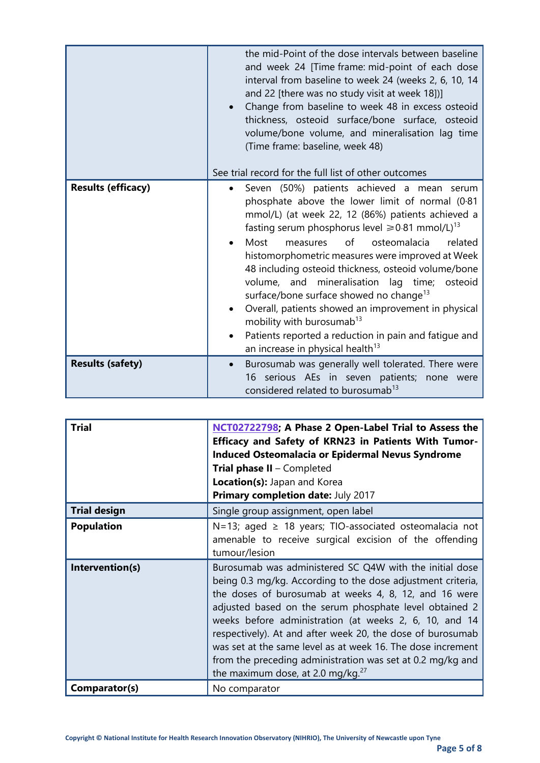| | |
|---|---|
| | the mid-Point of the dose intervals between baseline and week 24 [Time frame: mid-point of each dose interval from baseline to week 24 (weeks 2, 6, 10, 14 and 22 [there was no study visit at week 18])]<br>• Change from baseline to week 48 in excess osteoid thickness, osteoid surface/bone surface, osteoid volume/bone volume, and mineralisation lag time (Time frame: baseline, week 48)<br><br>See trial record for the full list of other outcomes |
| **Results (efficacy)** | • Seven (50%) patients achieved a mean serum phosphate above the lower limit of normal (0·81 mmol/L) (at week 22, 12 (86%) patients achieved a fasting serum phosphorus level ⩾0·81 mmol/L)[13]<br>• Most measures of osteomalacia related histomorphometric measures were improved at Week 48 including osteoid thickness, osteoid volume/bone volume, and mineralisation lag time; osteoid surface/bone surface showed no change[13]<br>• Overall, patients showed an improvement in physical mobility with burosumab[13]<br>• Patients reported a reduction in pain and fatigue and an increase in physical health[13] |
| **Results (safety)** | • Burosumab was generally well tolerated. There were 16 serious AEs in seven patients; none were considered related to burosumab[13] |

| | |
|---|---|
| **Trial** | **NCT02722798; A Phase 2 Open-Label Trial to Assess the Efficacy and Safety of KRN23 in Patients With Tumor-Induced Osteomalacia or Epidermal Nevus Syndrome**<br>**Trial phase II** – Completed<br>**Location(s):** Japan and Korea<br>**Primary completion date:** July 2017 |
| **Trial design** | Single group assignment, open label |
| **Population** | N=13; aged ≥ 18 years; TIO-associated osteomalacia not amenable to receive surgical excision of the offending tumour/lesion |
| **Intervention(s)** | Burosumab was administered SC Q4W with the initial dose being 0.3 mg/kg. According to the dose adjustment criteria, the doses of burosumab at weeks 4, 8, 12, and 16 were adjusted based on the serum phosphate level obtained 2 weeks before administration (at weeks 2, 6, 10, and 14 respectively). At and after week 20, the dose of burosumab was set at the same level as at week 16. The dose increment from the preceding administration was set at 0.2 mg/kg and the maximum dose, at 2.0 mg/kg.[27] |
| **Comparator(s)** | No comparator |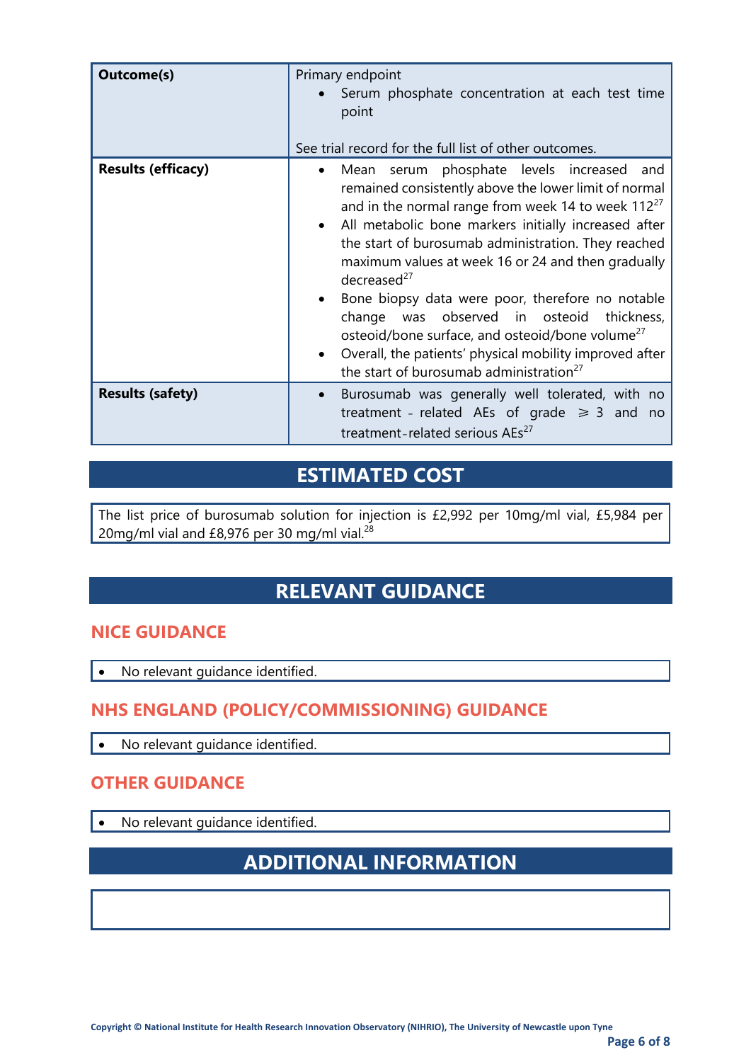| | |
|---|---|
| **Outcome(s)** | Primary endpoint<br>• Serum phosphate concentration at each test time point<br><br>See trial record for the full list of other outcomes. |
| **Results (efficacy)** | • Mean serum phosphate levels increased and remained consistently above the lower limit of normal and in the normal range from week 14 to week 112[27]<br>• All metabolic bone markers initially increased after the start of burosumab administration. They reached maximum values at week 16 or 24 and then gradually decreased[27]<br>• Bone biopsy data were poor, therefore no notable change was observed in osteoid thickness, osteoid/bone surface, and osteoid/bone volume[27]<br>• Overall, the patients' physical mobility improved after the start of burosumab administration[27] |
| **Results (safety)** | • Burosumab was generally well tolerated, with no treatment - related AEs of grade ⩾ 3 and no treatment-related serious AEs[27] |

## ESTIMATED COST

The list price of burosumab solution for injection is £2,992 per 10mg/ml vial, £5,984 per 20mg/ml vial and £8,976 per 30 mg/ml vial.[28]

## RELEVANT GUIDANCE

### NICE GUIDANCE

- No relevant guidance identified.

### NHS ENGLAND (POLICY/COMMISSIONING) GUIDANCE

- No relevant guidance identified.

### OTHER GUIDANCE

- No relevant guidance identified.

## ADDITIONAL INFORMATION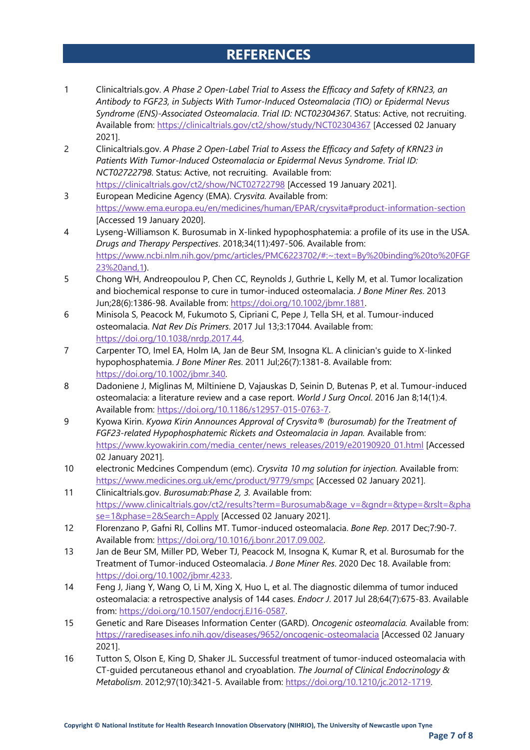# REFERENCES

1. Clinicaltrials.gov. *A Phase 2 Open-Label Trial to Assess the Efficacy and Safety of KRN23, an Antibody to FGF23, in Subjects With Tumor-Induced Osteomalacia (TIO) or Epidermal Nevus Syndrome (ENS)-Associated Osteomalacia*. *Trial ID: NCT02304367*. Status: Active, not recruiting. Available from: https://clinicaltrials.gov/ct2/show/study/NCT02304367 [Accessed 02 January 2021].
2. Clinicaltrials.gov. *A Phase 2 Open-Label Trial to Assess the Efficacy and Safety of KRN23 in Patients With Tumor-Induced Osteomalacia or Epidermal Nevus Syndrome*. *Trial ID: NCT02722798.* Status: Active, not recruiting. Available from: https://clinicaltrials.gov/ct2/show/NCT02722798 [Accessed 19 January 2021].
3. European Medicine Agency (EMA). *Crysvita.* Available from: https://www.ema.europa.eu/en/medicines/human/EPAR/crysvita#product-information-section [Accessed 19 January 2020].
4. Lyseng-Williamson K. Burosumab in X-linked hypophosphatemia: a profile of its use in the USA. *Drugs and Therapy Perspectives*. 2018;34(11):497-506. Available from: https://www.ncbi.nlm.nih.gov/pmc/articles/PMC6223702/#:~:text=By%20binding%20to%20FGF23%20and,1).
5. Chong WH, Andreopoulou P, Chen CC, Reynolds J, Guthrie L, Kelly M, et al. Tumor localization and biochemical response to cure in tumor-induced osteomalacia. *J Bone Miner Res*. 2013 Jun;28(6):1386-98. Available from: https://doi.org/10.1002/jbmr.1881.
6. Minisola S, Peacock M, Fukumoto S, Cipriani C, Pepe J, Tella SH, et al. Tumour-induced osteomalacia. *Nat Rev Dis Primers*. 2017 Jul 13;3:17044. Available from: https://doi.org/10.1038/nrdp.2017.44.
7. Carpenter TO, Imel EA, Holm IA, Jan de Beur SM, Insogna KL. A clinician's guide to X-linked hypophosphatemia. *J Bone Miner Res*. 2011 Jul;26(7):1381-8. Available from: https://doi.org/10.1002/jbmr.340.
8. Dadoniene J, Miglinas M, Miltiniene D, Vajauskas D, Seinin D, Butenas P, et al. Tumour-induced osteomalacia: a literature review and a case report. *World J Surg Oncol*. 2016 Jan 8;14(1):4. Available from: https://doi.org/10.1186/s12957-015-0763-7.
9. Kyowa Kirin. *Kyowa Kirin Announces Approval of Crysvita® (burosumab) for the Treatment of FGF23-related Hypophosphatemic Rickets and Osteomalacia in Japan.* Available from: https://www.kyowakirin.com/media_center/news_releases/2019/e20190920_01.html [Accessed 02 January 2021].
10. electronic Medcines Compendum (emc). *Crysvita 10 mg solution for injection.* Available from: https://www.medicines.org.uk/emc/product/9779/smpc [Accessed 02 January 2021].
11. Clinicaltrials.gov. *Burosumab:Phase 2, 3.* Available from: https://www.clinicaltrials.gov/ct2/results?term=Burosumab&age_v=&gndr=&type=&rslt=&phase=1&phase=2&Search=Apply [Accessed 02 January 2021].
12. Florenzano P, Gafni RI, Collins MT. Tumor-induced osteomalacia. *Bone Rep*. 2017 Dec;7:90-7. Available from: https://doi.org/10.1016/j.bonr.2017.09.002.
13. Jan de Beur SM, Miller PD, Weber TJ, Peacock M, Insogna K, Kumar R, et al. Burosumab for the Treatment of Tumor-induced Osteomalacia. *J Bone Miner Res*. 2020 Dec 18. Available from: https://doi.org/10.1002/jbmr.4233.
14. Feng J, Jiang Y, Wang O, Li M, Xing X, Huo L, et al. The diagnostic dilemma of tumor induced osteomalacia: a retrospective analysis of 144 cases. *Endocr J*. 2017 Jul 28;64(7):675-83. Available from: https://doi.org/10.1507/endocrj.EJ16-0587.
15. Genetic and Rare Diseases Information Center (GARD). *Oncogenic osteomalacia.* Available from: https://rarediseases.info.nih.gov/diseases/9652/oncogenic-osteomalacia [Accessed 02 January 2021].
16. Tutton S, Olson E, King D, Shaker JL. Successful treatment of tumor-induced osteomalacia with CT-guided percutaneous ethanol and cryoablation. *The Journal of Clinical Endocrinology & Metabolism*. 2012;97(10):3421-5. Available from: https://doi.org/10.1210/jc.2012-1719.

Copyright © National Institute for Health Research Innovation Observatory (NIHRIO), The University of Newcastle upon Tyne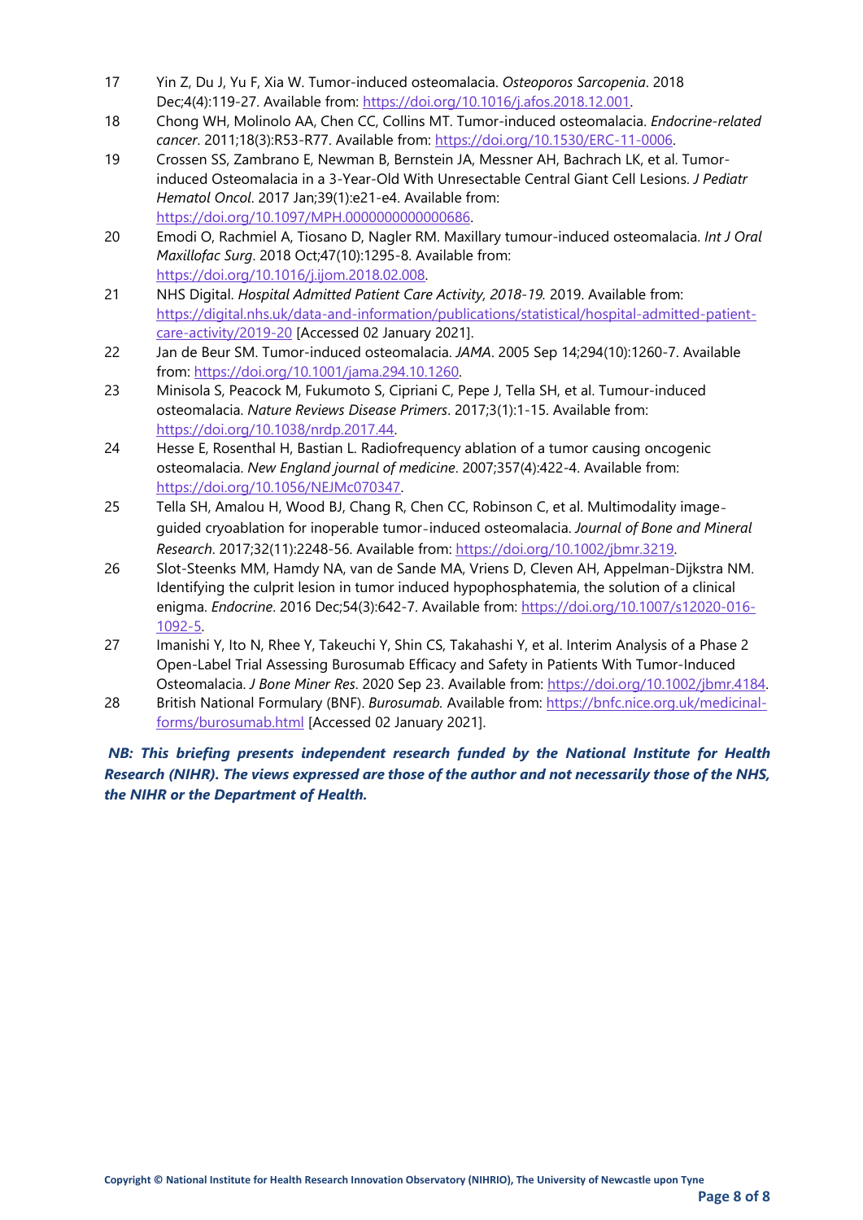17 Yin Z, Du J, Yu F, Xia W. Tumor-induced osteomalacia. *Osteoporos Sarcopenia*. 2018 Dec;4(4):119-27. Available from: https://doi.org/10.1016/j.afos.2018.12.001.

18 Chong WH, Molinolo AA, Chen CC, Collins MT. Tumor-induced osteomalacia. *Endocrine-related cancer*. 2011;18(3):R53-R77. Available from: https://doi.org/10.1530/ERC-11-0006.

19 Crossen SS, Zambrano E, Newman B, Bernstein JA, Messner AH, Bachrach LK, et al. Tumor-induced Osteomalacia in a 3-Year-Old With Unresectable Central Giant Cell Lesions. *J Pediatr Hematol Oncol*. 2017 Jan;39(1):e21-e4. Available from: https://doi.org/10.1097/MPH.0000000000000686.

20 Emodi O, Rachmiel A, Tiosano D, Nagler RM. Maxillary tumour-induced osteomalacia. *Int J Oral Maxillofac Surg*. 2018 Oct;47(10):1295-8. Available from: https://doi.org/10.1016/j.ijom.2018.02.008.

21 NHS Digital. *Hospital Admitted Patient Care Activity, 2018-19.* 2019. Available from: https://digital.nhs.uk/data-and-information/publications/statistical/hospital-admitted-patient-care-activity/2019-20 [Accessed 02 January 2021].

22 Jan de Beur SM. Tumor-induced osteomalacia. *JAMA*. 2005 Sep 14;294(10):1260-7. Available from: https://doi.org/10.1001/jama.294.10.1260.

23 Minisola S, Peacock M, Fukumoto S, Cipriani C, Pepe J, Tella SH, et al. Tumour-induced osteomalacia. *Nature Reviews Disease Primers*. 2017;3(1):1-15. Available from: https://doi.org/10.1038/nrdp.2017.44.

24 Hesse E, Rosenthal H, Bastian L. Radiofrequency ablation of a tumor causing oncogenic osteomalacia. *New England journal of medicine*. 2007;357(4):422-4. Available from: https://doi.org/10.1056/NEJMc070347.

25 Tella SH, Amalou H, Wood BJ, Chang R, Chen CC, Robinson C, et al. Multimodality image-guided cryoablation for inoperable tumor-induced osteomalacia. *Journal of Bone and Mineral Research*. 2017;32(11):2248-56. Available from: https://doi.org/10.1002/jbmr.3219.

26 Slot-Steenks MM, Hamdy NA, van de Sande MA, Vriens D, Cleven AH, Appelman-Dijkstra NM. Identifying the culprit lesion in tumor induced hypophosphatemia, the solution of a clinical enigma. *Endocrine*. 2016 Dec;54(3):642-7. Available from: https://doi.org/10.1007/s12020-016-1092-5.

27 Imanishi Y, Ito N, Rhee Y, Takeuchi Y, Shin CS, Takahashi Y, et al. Interim Analysis of a Phase 2 Open-Label Trial Assessing Burosumab Efficacy and Safety in Patients With Tumor-Induced Osteomalacia. *J Bone Miner Res*. 2020 Sep 23. Available from: https://doi.org/10.1002/jbmr.4184.

28 British National Formulary (BNF). *Burosumab.* Available from: https://bnfc.nice.org.uk/medicinal-forms/burosumab.html [Accessed 02 January 2021].

***NB: This briefing presents independent research funded by the National Institute for Health Research (NIHR). The views expressed are those of the author and not necessarily those of the NHS, the NIHR or the Department of Health.***

**Copyright © National Institute for Health Research Innovation Observatory (NIHRIO), The University of Newcastle upon Tyne**